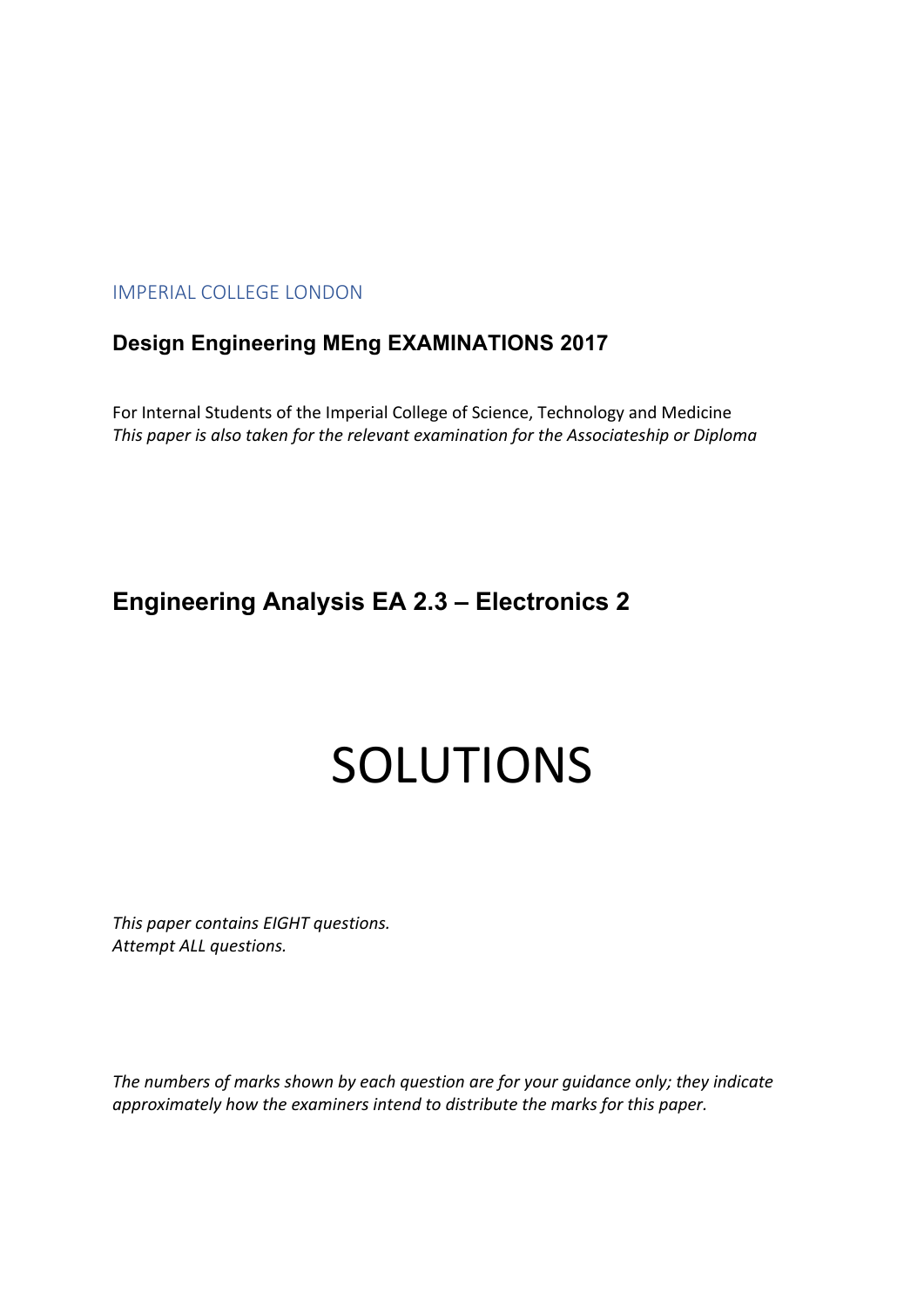IMPERIAL COLLEGE LONDON

**Design Engineering MEng EXAMINATIONS 2017**

For Internal Students of the Imperial College of Science, Technology and Medicine
*This paper is also taken for the relevant examination for the Associateship or Diploma*

## Engineering Analysis EA 2.3 – Electronics 2

# SOLUTIONS

*This paper contains EIGHT questions.*
*Attempt ALL questions.*

*The numbers of marks shown by each question are for your guidance only; they indicate approximately how the examiners intend to distribute the marks for this paper.*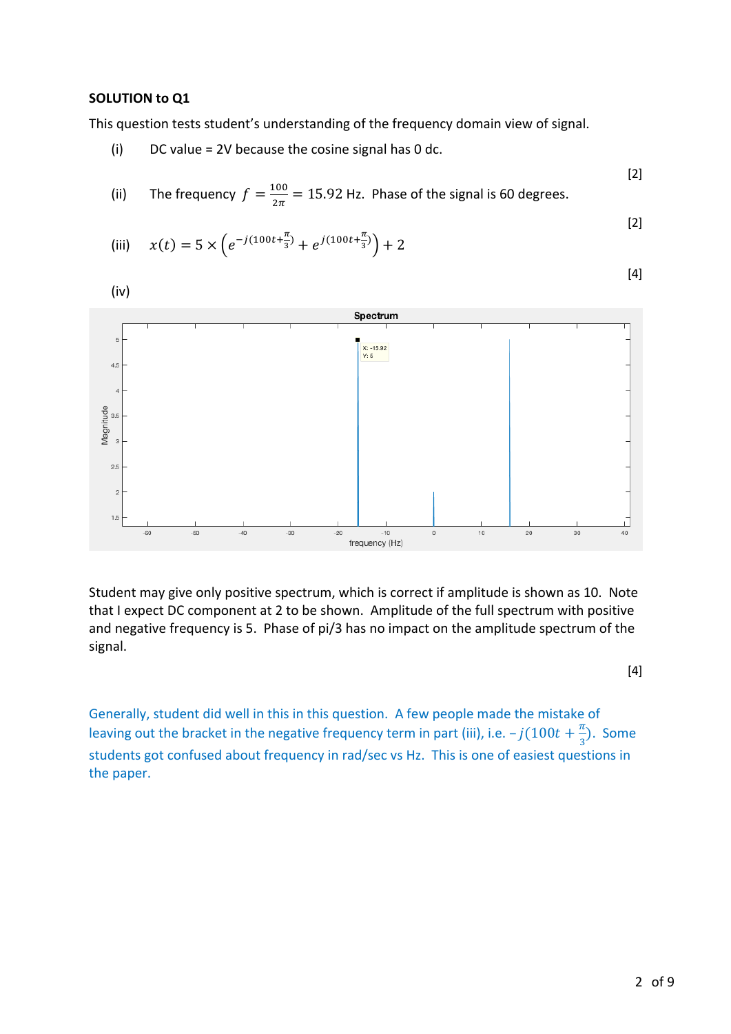**SOLUTION to Q1**

This question tests student's understanding of the frequency domain view of signal.

(i) DC value = 2V because the cosine signal has 0 dc.

[2]

(ii) The frequency $f = \frac{100}{2\pi} = 15.92$ Hz. Phase of the signal is 60 degrees.

[2]

(iii) $x(t) = 5 \times \left(e^{-j(100t+\frac{\pi}{3})} + e^{j(100t+\frac{\pi}{3})}\right) + 2$

[4]

(iv)

Student may give only positive spectrum, which is correct if amplitude is shown as 10. Note that I expect DC component at 2 to be shown. Amplitude of the full spectrum with positive and negative frequency is 5. Phase of pi/3 has no impact on the amplitude spectrum of the signal.

[4]

Generally, student did well in this in this question. A few people made the mistake of leaving out the bracket in the negative frequency term in part (iii), i.e. $-j(100t + \frac{\pi}{3})$. Some students got confused about frequency in rad/sec vs Hz. This is one of easiest questions in the paper.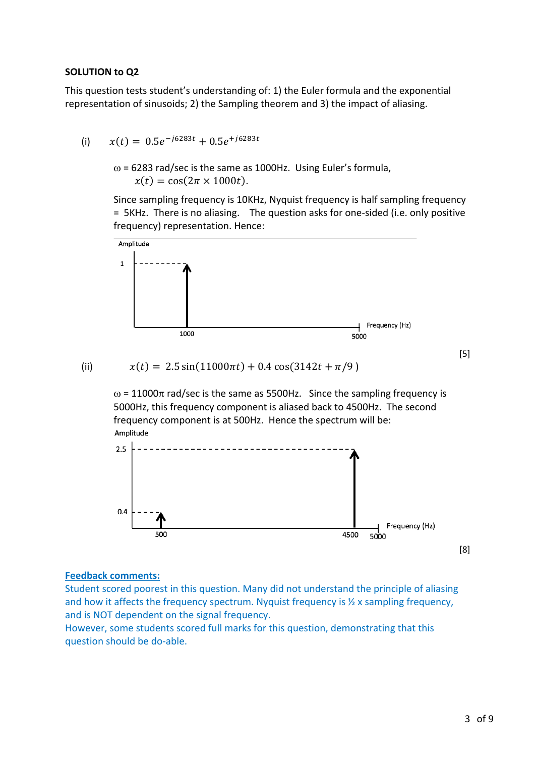**SOLUTION to Q2**

This question tests student's understanding of: 1) the Euler formula and the exponential representation of sinusoids; 2) the Sampling theorem and 3) the impact of aliasing.

(i) $x(t) = 0.5e^{-j6283t} + 0.5e^{+j6283t}$

$\omega$ = 6283 rad/sec is the same as 1000Hz. Using Euler's formula,

$x(t) = \cos(2\pi \times 1000t)$.

Since sampling frequency is 10KHz, Nyquist frequency is half sampling frequency = 5KHz. There is no aliasing. The question asks for one-sided (i.e. only positive frequency) representation. Hence:

Amplitude

1

Frequency (Hz)

1000 5000

[5]

(ii) $x(t) = 2.5\sin(11000\pi t) + 0.4\cos(3142t + \pi/9)$

$\omega$ = 11000$\pi$ rad/sec is the same as 5500Hz. Since the sampling frequency is 5000Hz, this frequency component is aliased back to 4500Hz. The second frequency component is at 500Hz. Hence the spectrum will be:

Amplitude

2.5

0.4

Frequency (Hz)

500 4500 5000

[8]

**Feedback comments:**

Student scored poorest in this question. Many did not understand the principle of aliasing and how it affects the frequency spectrum. Nyquist frequency is ½ x sampling frequency, and is NOT dependent on the signal frequency.

However, some students scored full marks for this question, demonstrating that this question should be do-able.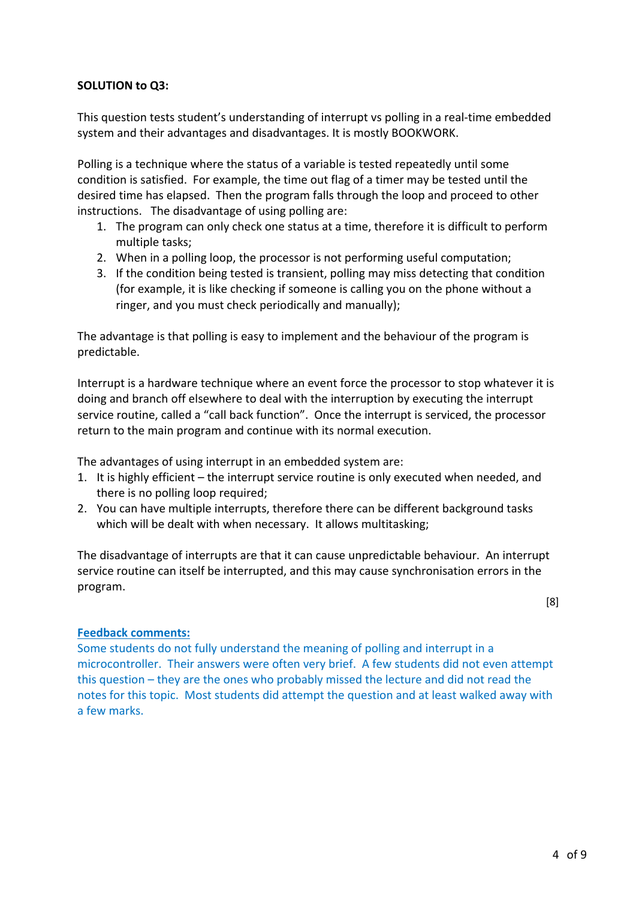**SOLUTION to Q3:**

This question tests student's understanding of interrupt vs polling in a real-time embedded system and their advantages and disadvantages. It is mostly BOOKWORK.

Polling is a technique where the status of a variable is tested repeatedly until some condition is satisfied. For example, the time out flag of a timer may be tested until the desired time has elapsed. Then the program falls through the loop and proceed to other instructions. The disadvantage of using polling are:

1. The program can only check one status at a time, therefore it is difficult to perform multiple tasks;
2. When in a polling loop, the processor is not performing useful computation;
3. If the condition being tested is transient, polling may miss detecting that condition (for example, it is like checking if someone is calling you on the phone without a ringer, and you must check periodically and manually);

The advantage is that polling is easy to implement and the behaviour of the program is predictable.

Interrupt is a hardware technique where an event force the processor to stop whatever it is doing and branch off elsewhere to deal with the interruption by executing the interrupt service routine, called a "call back function". Once the interrupt is serviced, the processor return to the main program and continue with its normal execution.

The advantages of using interrupt in an embedded system are:

1. It is highly efficient – the interrupt service routine is only executed when needed, and there is no polling loop required;
2. You can have multiple interrupts, therefore there can be different background tasks which will be dealt with when necessary. It allows multitasking;

The disadvantage of interrupts are that it can cause unpredictable behaviour. An interrupt service routine can itself be interrupted, and this may cause synchronisation errors in the program.

[8]

**Feedback comments:**

Some students do not fully understand the meaning of polling and interrupt in a microcontroller. Their answers were often very brief. A few students did not even attempt this question – they are the ones who probably missed the lecture and did not read the notes for this topic. Most students did attempt the question and at least walked away with a few marks.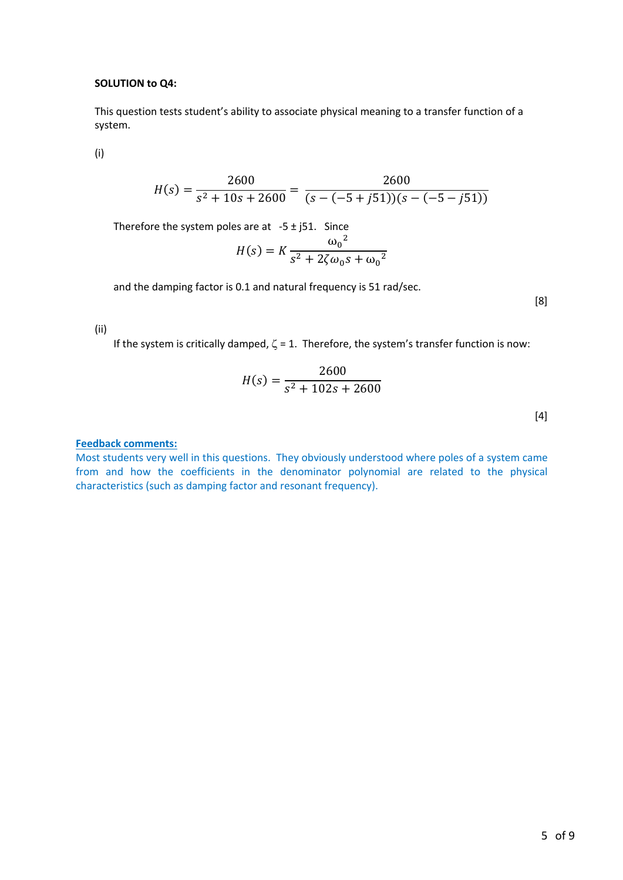**SOLUTION to Q4:**

This question tests student's ability to associate physical meaning to a transfer function of a system.

(i)

$$H(s) = \frac{2600}{s^2 + 10s + 2600} = \frac{2600}{(s - (-5 + j51))(s - (-5 - j51))}$$

Therefore the system poles are at -5 ± j51. Since

$$H(s) = K \frac{\omega_0^{\ 2}}{s^2 + 2\zeta\omega_0 s + \omega_0^{\ 2}}$$

and the damping factor is 0.1 and natural frequency is 51 rad/sec.

[8]

(ii)

If the system is critically damped, $\zeta = 1$. Therefore, the system's transfer function is now:

$$H(s) = \frac{2600}{s^2 + 102s + 2600}$$

[4]

**Feedback comments:**

Most students very well in this questions. They obviously understood where poles of a system came from and how the coefficients in the denominator polynomial are related to the physical characteristics (such as damping factor and resonant frequency).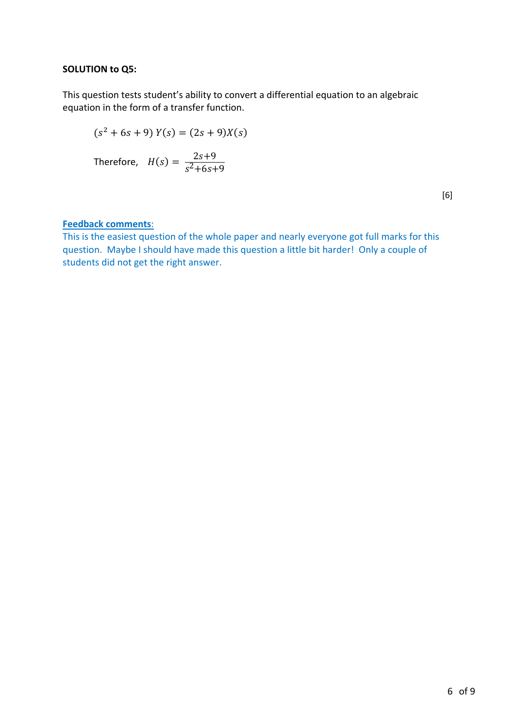**SOLUTION to Q5:**

This question tests student's ability to convert a differential equation to an algebraic equation in the form of a transfer function.

$$(s^2 + 6s + 9)\, Y(s) = (2s + 9)X(s)$$

Therefore, $H(s) = \frac{2s+9}{s^2+6s+9}$

[6]

**Feedback comments**:

This is the easiest question of the whole paper and nearly everyone got full marks for this question. Maybe I should have made this question a little bit harder! Only a couple of students did not get the right answer.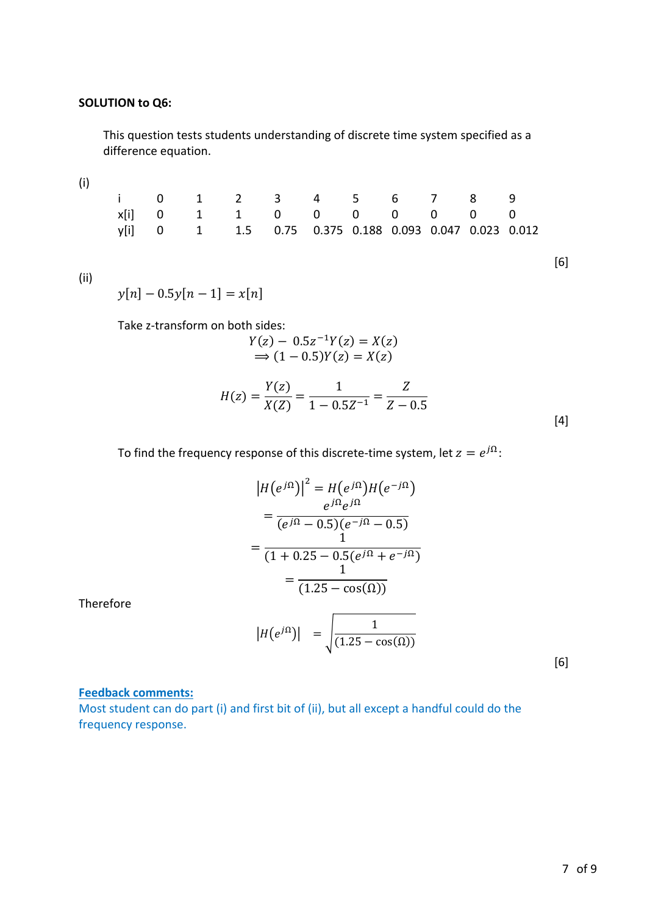**SOLUTION to Q6:**

This question tests students understanding of discrete time system specified as a difference equation.

(i)

| i | 0 | 1 | 2 | 3 | 4 | 5 | 6 | 7 | 8 | 9 |
|---|---|---|---|---|---|---|---|---|---|---|
| x[i] | 0 | 1 | 1 | 0 | 0 | 0 | 0 | 0 | 0 | 0 |
| y[i] | 0 | 1 | 1.5 | 0.75 | 0.375 | 0.188 | 0.093 | 0.047 | 0.023 | 0.012 |

[6]

(ii)

$$y[n] - 0.5y[n-1] = x[n]$$

Take z-transform on both sides:

$$Y(z) - 0.5z^{-1}Y(z) = X(z)$$
$$\Longrightarrow (1 - 0.5)Y(z) = X(z)$$

$$H(z) = \frac{Y(z)}{X(Z)} = \frac{1}{1 - 0.5Z^{-1}} = \frac{Z}{Z - 0.5}$$

[4]

To find the frequency response of this discrete-time system, let $z = e^{j\Omega}$:

$$\left|H(e^{j\Omega})\right|^2 = H(e^{j\Omega})H(e^{-j\Omega})$$
$$= \frac{e^{j\Omega}e^{j\Omega}}{(e^{j\Omega} - 0.5)(e^{-j\Omega} - 0.5)}$$
$$= \frac{1}{(1 + 0.25 - 0.5(e^{j\Omega} + e^{-j\Omega})}$$
$$= \frac{1}{(1.25 - \cos(\Omega))}$$

Therefore

$$\left|H(e^{j\Omega})\right| = \sqrt{\frac{1}{(1.25 - \cos(\Omega))}}$$

[6]

**Feedback comments:**

Most student can do part (i) and first bit of (ii), but all except a handful could do the frequency response.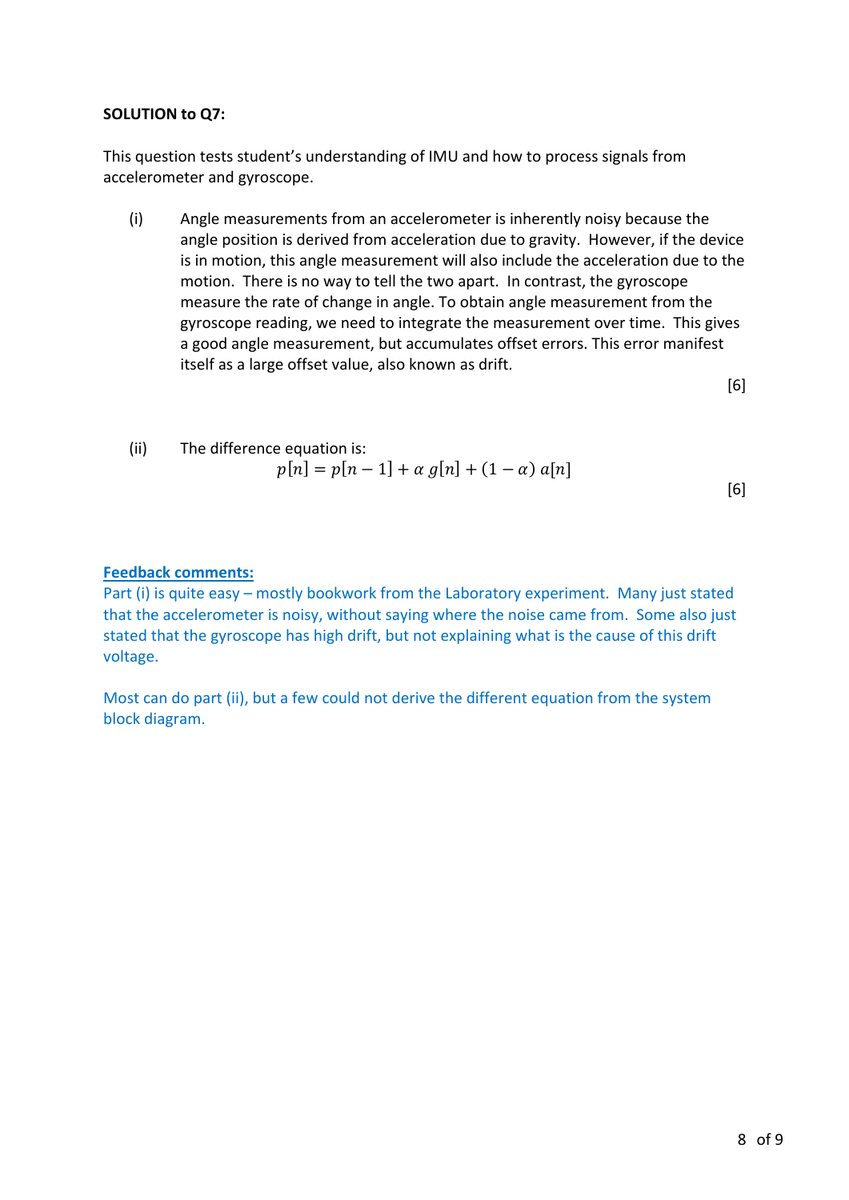**SOLUTION to Q7:**

This question tests student's understanding of IMU and how to process signals from accelerometer and gyroscope.

(i) Angle measurements from an accelerometer is inherently noisy because the angle position is derived from acceleration due to gravity. However, if the device is in motion, this angle measurement will also include the acceleration due to the motion. There is no way to tell the two apart. In contrast, the gyroscope measure the rate of change in angle. To obtain angle measurement from the gyroscope reading, we need to integrate the measurement over time. This gives a good angle measurement, but accumulates offset errors. This error manifest itself as a large offset value, also known as drift.

[6]

(ii) The difference equation is:

$$p[n] = p[n-1] + \alpha\, g[n] + (1-\alpha)\, a[n]$$

[6]

**Feedback comments:**

Part (i) is quite easy – mostly bookwork from the Laboratory experiment. Many just stated that the accelerometer is noisy, without saying where the noise came from. Some also just stated that the gyroscope has high drift, but not explaining what is the cause of this drift voltage.

Most can do part (ii), but a few could not derive the different equation from the system block diagram.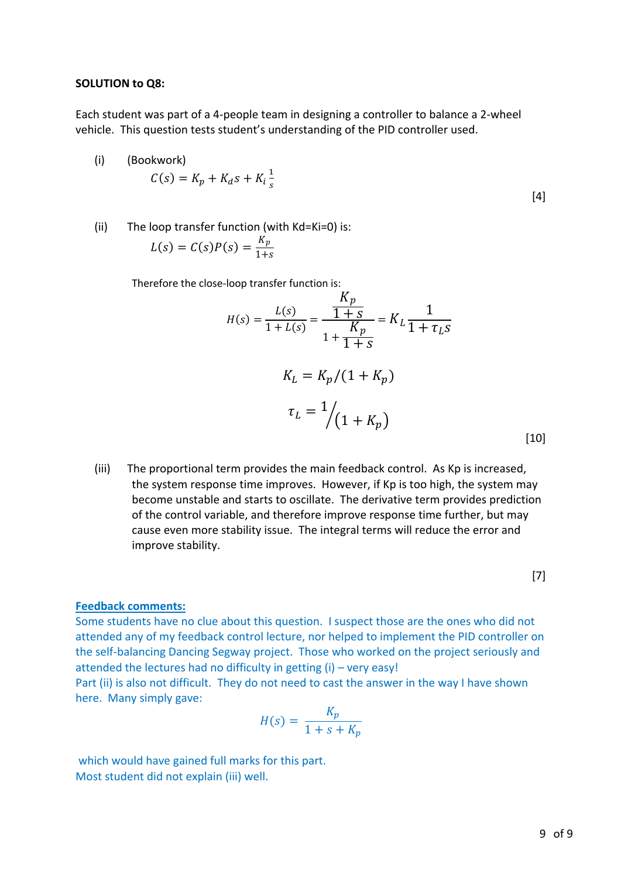**SOLUTION to Q8:**

Each student was part of a 4-people team in designing a controller to balance a 2-wheel vehicle. This question tests student's understanding of the PID controller used.

(i) (Bookwork)

$$C(s) = K_p + K_d s + K_i \frac{1}{s}$$

[4]

(ii) The loop transfer function (with Kd=Ki=0) is:

$$L(s) = C(s)P(s) = \frac{K_p}{1+s}$$

Therefore the close-loop transfer function is:

$$H(s) = \frac{L(s)}{1+L(s)} = \frac{\dfrac{K_p}{1+s}}{1+\dfrac{K_p}{1+s}} = K_L \frac{1}{1+\tau_L s}$$

$$K_L = K_p/(1+K_p)$$

$$\tau_L = {}^{1}\!/\!\left(1+K_p\right)$$

[10]

(iii) The proportional term provides the main feedback control. As Kp is increased, the system response time improves. However, if Kp is too high, the system may become unstable and starts to oscillate. The derivative term provides prediction of the control variable, and therefore improve response time further, but may cause even more stability issue. The integral terms will reduce the error and improve stability.

[7]

**Feedback comments:**

Some students have no clue about this question. I suspect those are the ones who did not attended any of my feedback control lecture, nor helped to implement the PID controller on the self-balancing Dancing Segway project. Those who worked on the project seriously and attended the lectures had no difficulty in getting (i) – very easy!

Part (ii) is also not difficult. They do not need to cast the answer in the way I have shown here. Many simply gave:

$$H(s) = \frac{K_p}{1+s+K_p}$$

which would have gained full marks for this part.

Most student did not explain (iii) well.